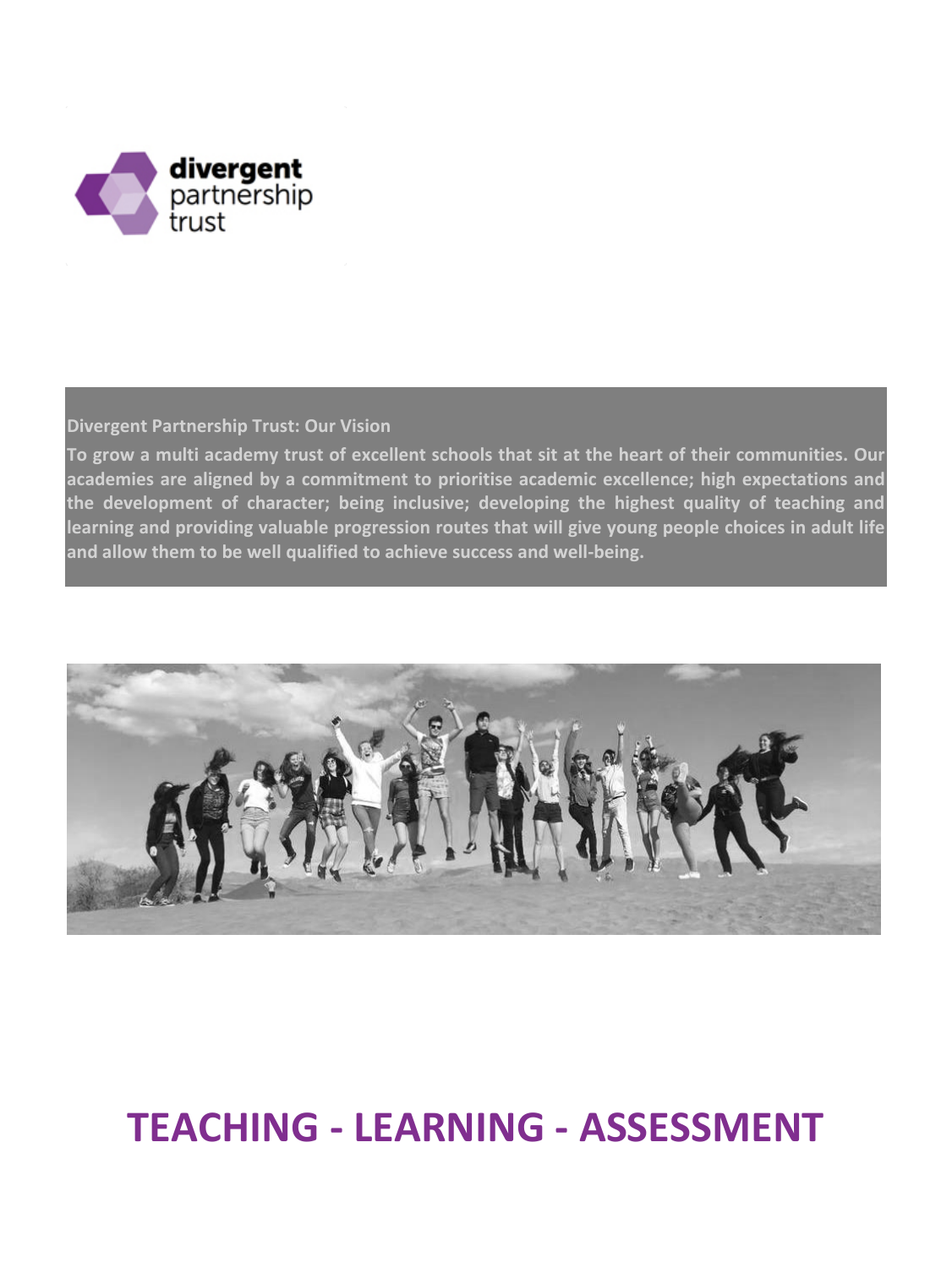divergent partnership trust

**Divergent Partnership Trust: Our Vision**

**To grow a multi academy trust of excellent schools that sit at the heart of their communities. Our academies are aligned by a commitment to prioritise academic excellence; high expectations and the development of character; being inclusive; developing the highest quality of teaching and learning and providing valuable progression routes that will give young people choices in adult life and allow them to be well qualified to achieve success and well-being.**

# TEACHING - LEARNING - ASSESSMENT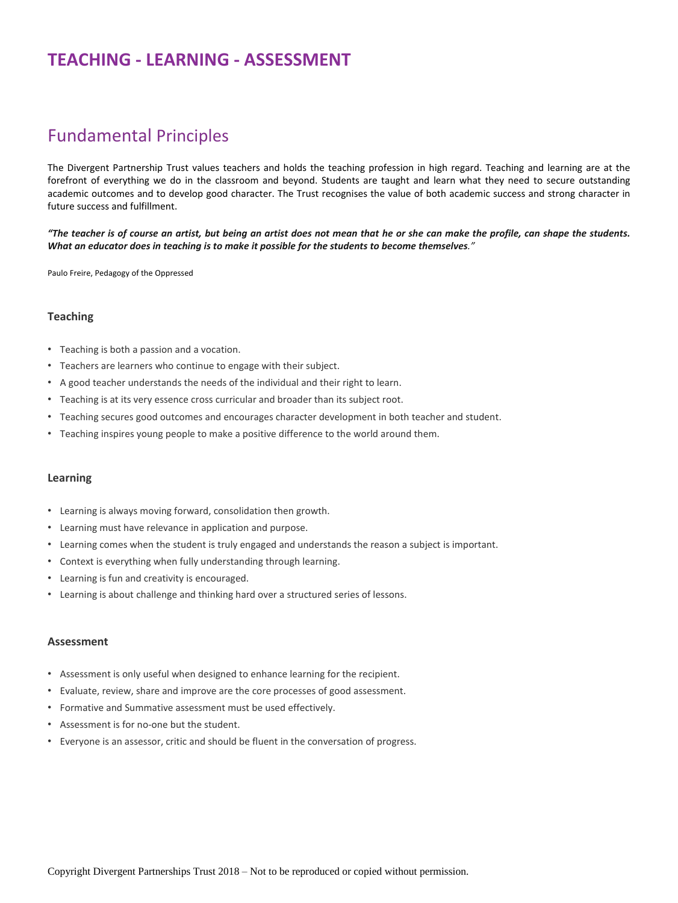# TEACHING - LEARNING - ASSESSMENT

## Fundamental Principles

The Divergent Partnership Trust values teachers and holds the teaching profession in high regard. Teaching and learning are at the forefront of everything we do in the classroom and beyond. Students are taught and learn what they need to secure outstanding academic outcomes and to develop good character. The Trust recognises the value of both academic success and strong character in future success and fulfillment.

***"The teacher is of course an artist, but being an artist does not mean that he or she can make the profile, can shape the students. What an educator does in teaching is to make it possible for the students to become themselves."***

Paulo Freire, Pedagogy of the Oppressed

### Teaching

- Teaching is both a passion and a vocation.
- Teachers are learners who continue to engage with their subject.
- A good teacher understands the needs of the individual and their right to learn.
- Teaching is at its very essence cross curricular and broader than its subject root.
- Teaching secures good outcomes and encourages character development in both teacher and student.
- Teaching inspires young people to make a positive difference to the world around them.

### Learning

- Learning is always moving forward, consolidation then growth.
- Learning must have relevance in application and purpose.
- Learning comes when the student is truly engaged and understands the reason a subject is important.
- Context is everything when fully understanding through learning.
- Learning is fun and creativity is encouraged.
- Learning is about challenge and thinking hard over a structured series of lessons.

### Assessment

- Assessment is only useful when designed to enhance learning for the recipient.
- Evaluate, review, share and improve are the core processes of good assessment.
- Formative and Summative assessment must be used effectively.
- Assessment is for no-one but the student.
- Everyone is an assessor, critic and should be fluent in the conversation of progress.

Copyright Divergent Partnerships Trust 2018 – Not to be reproduced or copied without permission.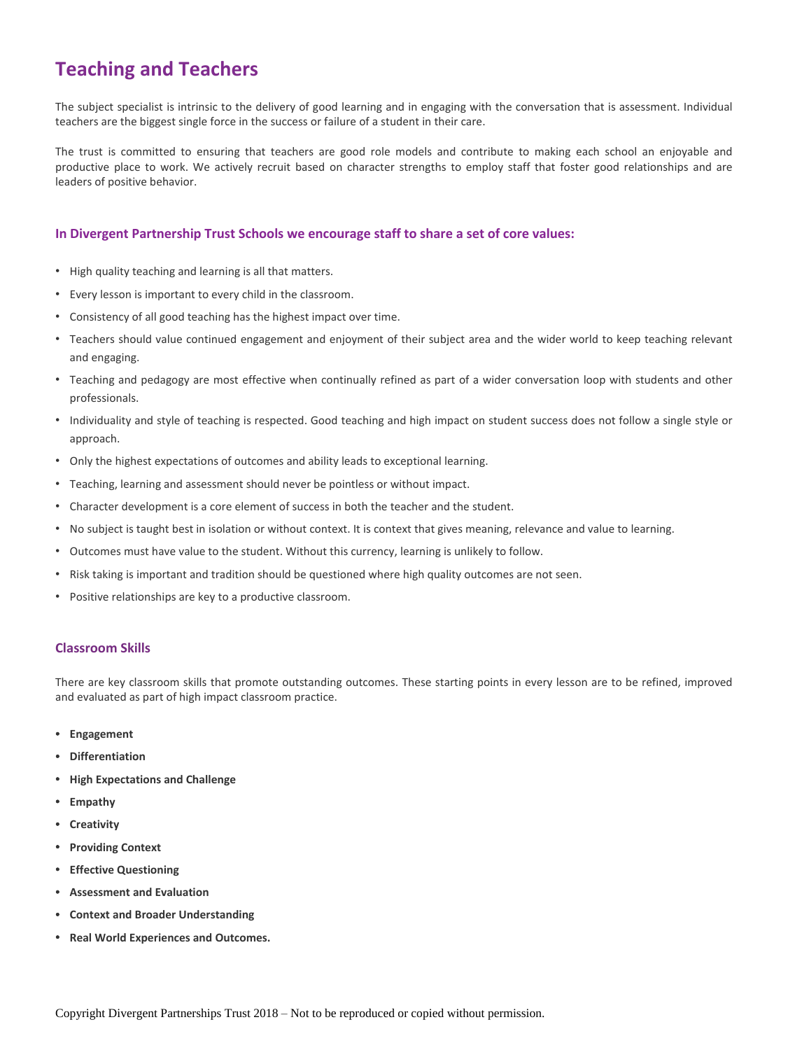# Teaching and Teachers

The subject specialist is intrinsic to the delivery of good learning and in engaging with the conversation that is assessment. Individual teachers are the biggest single force in the success or failure of a student in their care.

The trust is committed to ensuring that teachers are good role models and contribute to making each school an enjoyable and productive place to work. We actively recruit based on character strengths to employ staff that foster good relationships and are leaders of positive behavior.

### In Divergent Partnership Trust Schools we encourage staff to share a set of core values:

- High quality teaching and learning is all that matters.
- Every lesson is important to every child in the classroom.
- Consistency of all good teaching has the highest impact over time.
- Teachers should value continued engagement and enjoyment of their subject area and the wider world to keep teaching relevant and engaging.
- Teaching and pedagogy are most effective when continually refined as part of a wider conversation loop with students and other professionals.
- Individuality and style of teaching is respected. Good teaching and high impact on student success does not follow a single style or approach.
- Only the highest expectations of outcomes and ability leads to exceptional learning.
- Teaching, learning and assessment should never be pointless or without impact.
- Character development is a core element of success in both the teacher and the student.
- No subject is taught best in isolation or without context. It is context that gives meaning, relevance and value to learning.
- Outcomes must have value to the student. Without this currency, learning is unlikely to follow.
- Risk taking is important and tradition should be questioned where high quality outcomes are not seen.
- Positive relationships are key to a productive classroom.

### Classroom Skills

There are key classroom skills that promote outstanding outcomes. These starting points in every lesson are to be refined, improved and evaluated as part of high impact classroom practice.

- **Engagement**
- **Differentiation**
- **High Expectations and Challenge**
- **Empathy**
- **Creativity**
- **Providing Context**
- **Effective Questioning**
- **Assessment and Evaluation**
- **Context and Broader Understanding**
- **Real World Experiences and Outcomes.**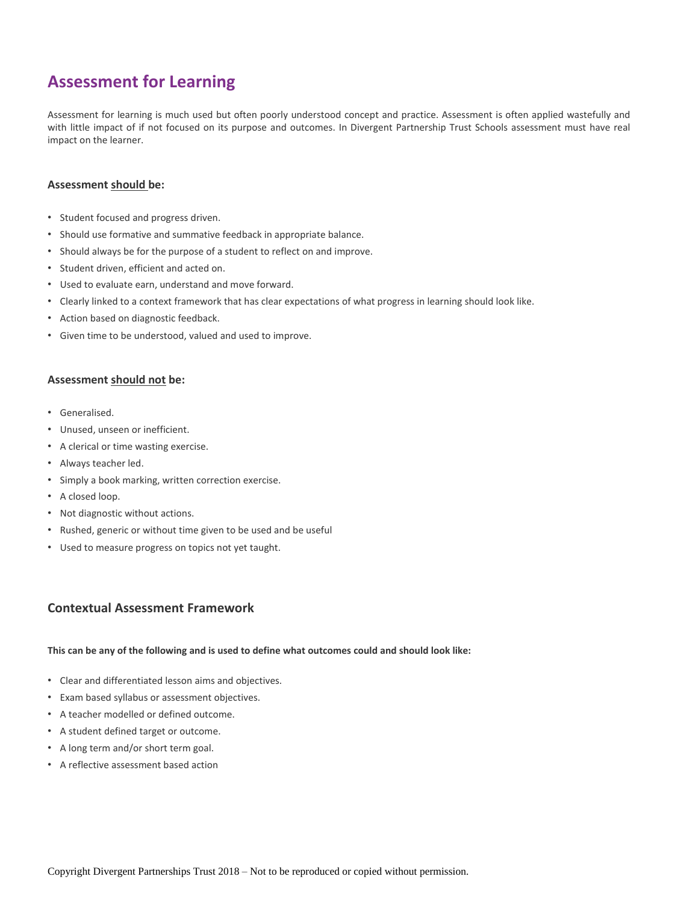# Assessment for Learning

Assessment for learning is much used but often poorly understood concept and practice. Assessment is often applied wastefully and with little impact of if not focused on its purpose and outcomes. In Divergent Partnership Trust Schools assessment must have real impact on the learner.

### Assessment should be:

- Student focused and progress driven.
- Should use formative and summative feedback in appropriate balance.
- Should always be for the purpose of a student to reflect on and improve.
- Student driven, efficient and acted on.
- Used to evaluate earn, understand and move forward.
- Clearly linked to a context framework that has clear expectations of what progress in learning should look like.
- Action based on diagnostic feedback.
- Given time to be understood, valued and used to improve.

### Assessment should not be:

- Generalised.
- Unused, unseen or inefficient.
- A clerical or time wasting exercise.
- Always teacher led.
- Simply a book marking, written correction exercise.
- A closed loop.
- Not diagnostic without actions.
- Rushed, generic or without time given to be used and be useful
- Used to measure progress on topics not yet taught.

## Contextual Assessment Framework

**This can be any of the following and is used to define what outcomes could and should look like:**

- Clear and differentiated lesson aims and objectives.
- Exam based syllabus or assessment objectives.
- A teacher modelled or defined outcome.
- A student defined target or outcome.
- A long term and/or short term goal.
- A reflective assessment based action

Copyright Divergent Partnerships Trust 2018 – Not to be reproduced or copied without permission.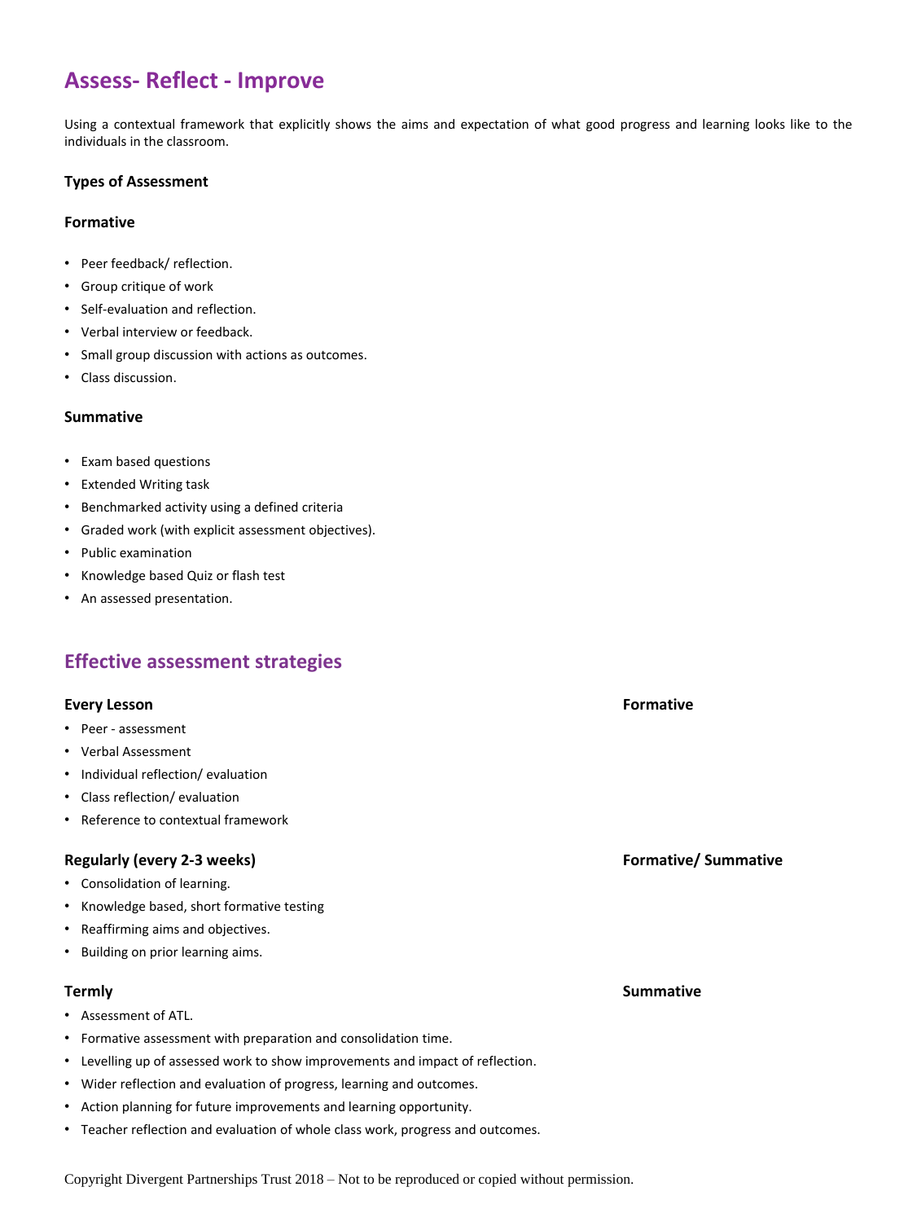# Assess- Reflect - Improve

Using a contextual framework that explicitly shows the aims and expectation of what good progress and learning looks like to the individuals in the classroom.

### Types of Assessment

### Formative

- Peer feedback/ reflection.
- Group critique of work
- Self-evaluation and reflection.
- Verbal interview or feedback.
- Small group discussion with actions as outcomes.
- Class discussion.

### Summative

- Exam based questions
- Extended Writing task
- Benchmarked activity using a defined criteria
- Graded work (with explicit assessment objectives).
- Public examination
- Knowledge based Quiz or flash test
- An assessed presentation.

## Effective assessment strategies

### Every Lesson — Formative

- Peer - assessment
- Verbal Assessment
- Individual reflection/ evaluation
- Class reflection/ evaluation
- Reference to contextual framework

### Regularly (every 2-3 weeks) — Formative/ Summative

- Consolidation of learning.
- Knowledge based, short formative testing
- Reaffirming aims and objectives.
- Building on prior learning aims.

### Termly — Summative

- Assessment of ATL.
- Formative assessment with preparation and consolidation time.
- Levelling up of assessed work to show improvements and impact of reflection.
- Wider reflection and evaluation of progress, learning and outcomes.
- Action planning for future improvements and learning opportunity.
- Teacher reflection and evaluation of whole class work, progress and outcomes.

Copyright Divergent Partnerships Trust 2018 – Not to be reproduced or copied without permission.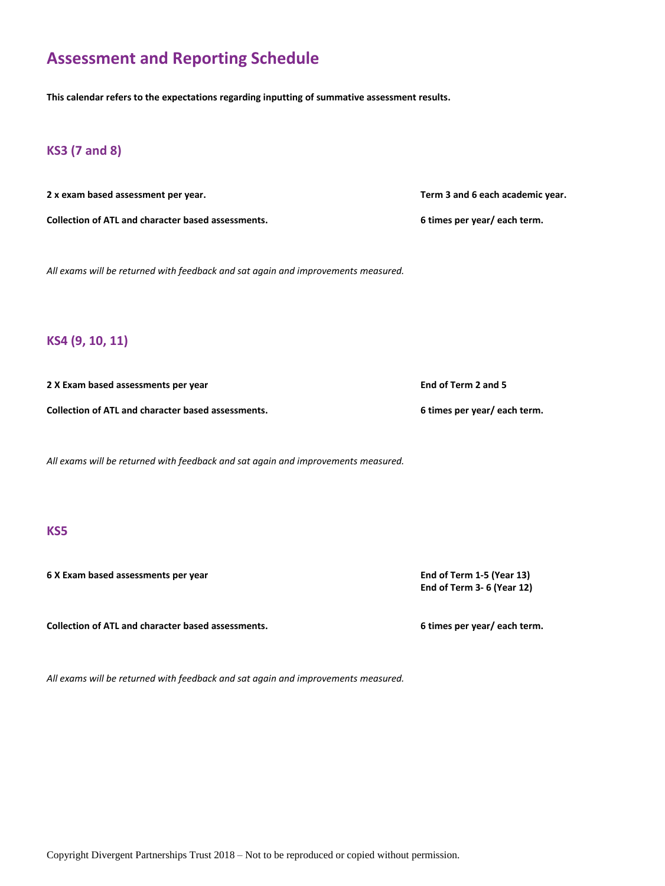# Assessment and Reporting Schedule

**This calendar refers to the expectations regarding inputting of summative assessment results.**

## KS3 (7 and 8)

| | |
|---|---|
| **2 x exam based assessment per year.** | **Term 3 and 6 each academic year.** |
| **Collection of ATL and character based assessments.** | **6 times per year/ each term.** |

*All exams will be returned with feedback and sat again and improvements measured.*

## KS4 (9, 10, 11)

| | |
|---|---|
| **2 X Exam based assessments per year** | **End of Term 2 and 5** |
| **Collection of ATL and character based assessments.** | **6 times per year/ each term.** |

*All exams will be returned with feedback and sat again and improvements measured.*

## KS5

| | |
|---|---|
| **6 X Exam based assessments per year** | **End of Term 1-5 (Year 13)**<br>**End of Term 3- 6 (Year 12)** |
| **Collection of ATL and character based assessments.** | **6 times per year/ each term.** |

*All exams will be returned with feedback and sat again and improvements measured.*

Copyright Divergent Partnerships Trust 2018 – Not to be reproduced or copied without permission.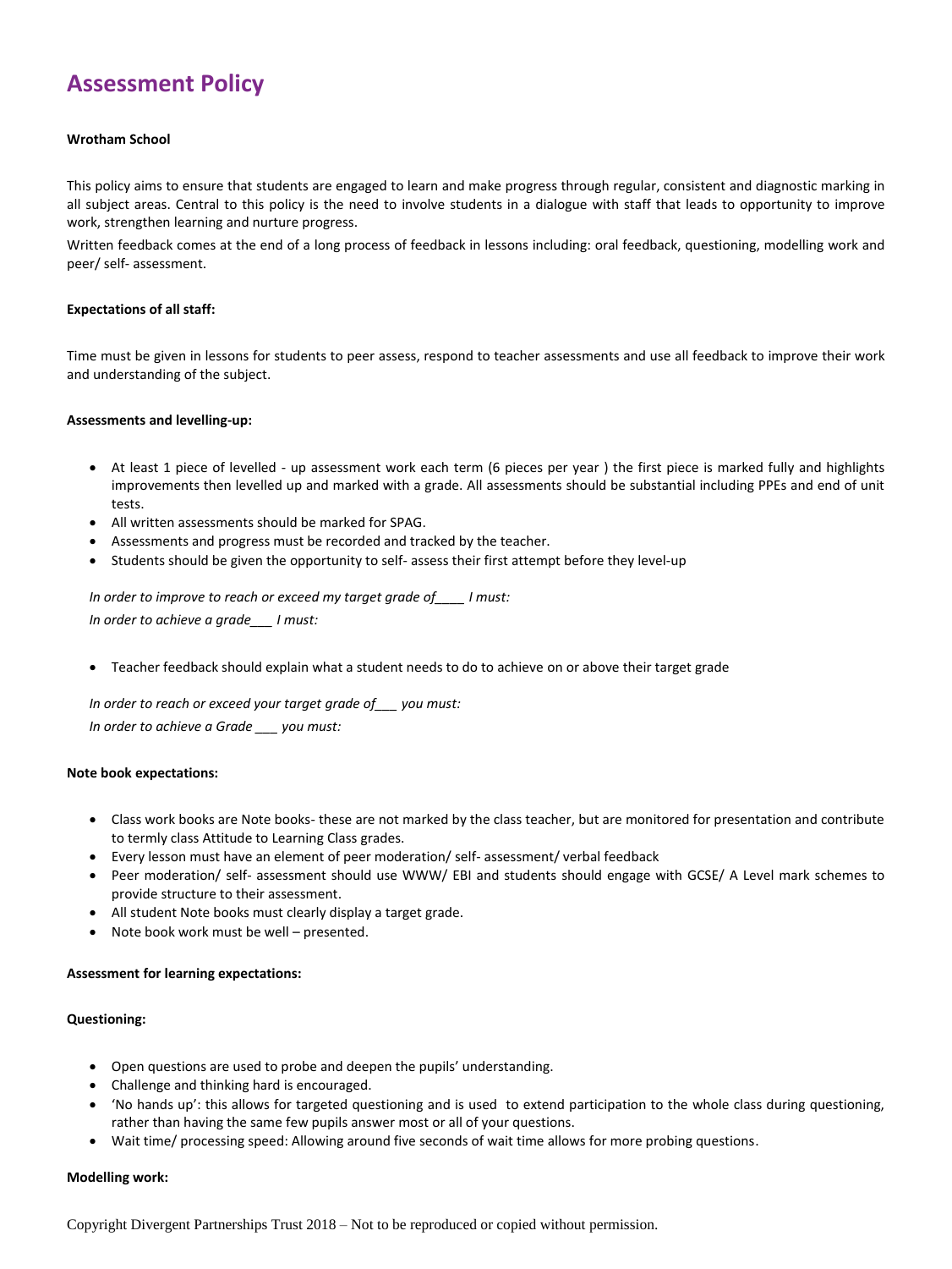# Assessment Policy

**Wrotham School**

This policy aims to ensure that students are engaged to learn and make progress through regular, consistent and diagnostic marking in all subject areas. Central to this policy is the need to involve students in a dialogue with staff that leads to opportunity to improve work, strengthen learning and nurture progress.

Written feedback comes at the end of a long process of feedback in lessons including: oral feedback, questioning, modelling work and peer/ self- assessment.

**Expectations of all staff:**

Time must be given in lessons for students to peer assess, respond to teacher assessments and use all feedback to improve their work and understanding of the subject.

**Assessments and levelling-up:**

- At least 1 piece of levelled - up assessment work each term (6 pieces per year ) the first piece is marked fully and highlights improvements then levelled up and marked with a grade. All assessments should be substantial including PPEs and end of unit tests.
- All written assessments should be marked for SPAG.
- Assessments and progress must be recorded and tracked by the teacher.
- Students should be given the opportunity to self- assess their first attempt before they level-up

*In order to improve to reach or exceed my target grade of____ I must:*

*In order to achieve a grade___ I must:*

- Teacher feedback should explain what a student needs to do to achieve on or above their target grade

*In order to reach or exceed your target grade of___ you must:*

*In order to achieve a Grade ___ you must:*

**Note book expectations:**

- Class work books are Note books- these are not marked by the class teacher, but are monitored for presentation and contribute to termly class Attitude to Learning Class grades.
- Every lesson must have an element of peer moderation/ self- assessment/ verbal feedback
- Peer moderation/ self- assessment should use WWW/ EBI and students should engage with GCSE/ A Level mark schemes to provide structure to their assessment.
- All student Note books must clearly display a target grade.
- Note book work must be well – presented.

**Assessment for learning expectations:**

**Questioning:**

- Open questions are used to probe and deepen the pupils' understanding.
- Challenge and thinking hard is encouraged.
- 'No hands up': this allows for targeted questioning and is used to extend participation to the whole class during questioning, rather than having the same few pupils answer most or all of your questions.
- Wait time/ processing speed: Allowing around five seconds of wait time allows for more probing questions.

**Modelling work:**

Copyright Divergent Partnerships Trust 2018 – Not to be reproduced or copied without permission.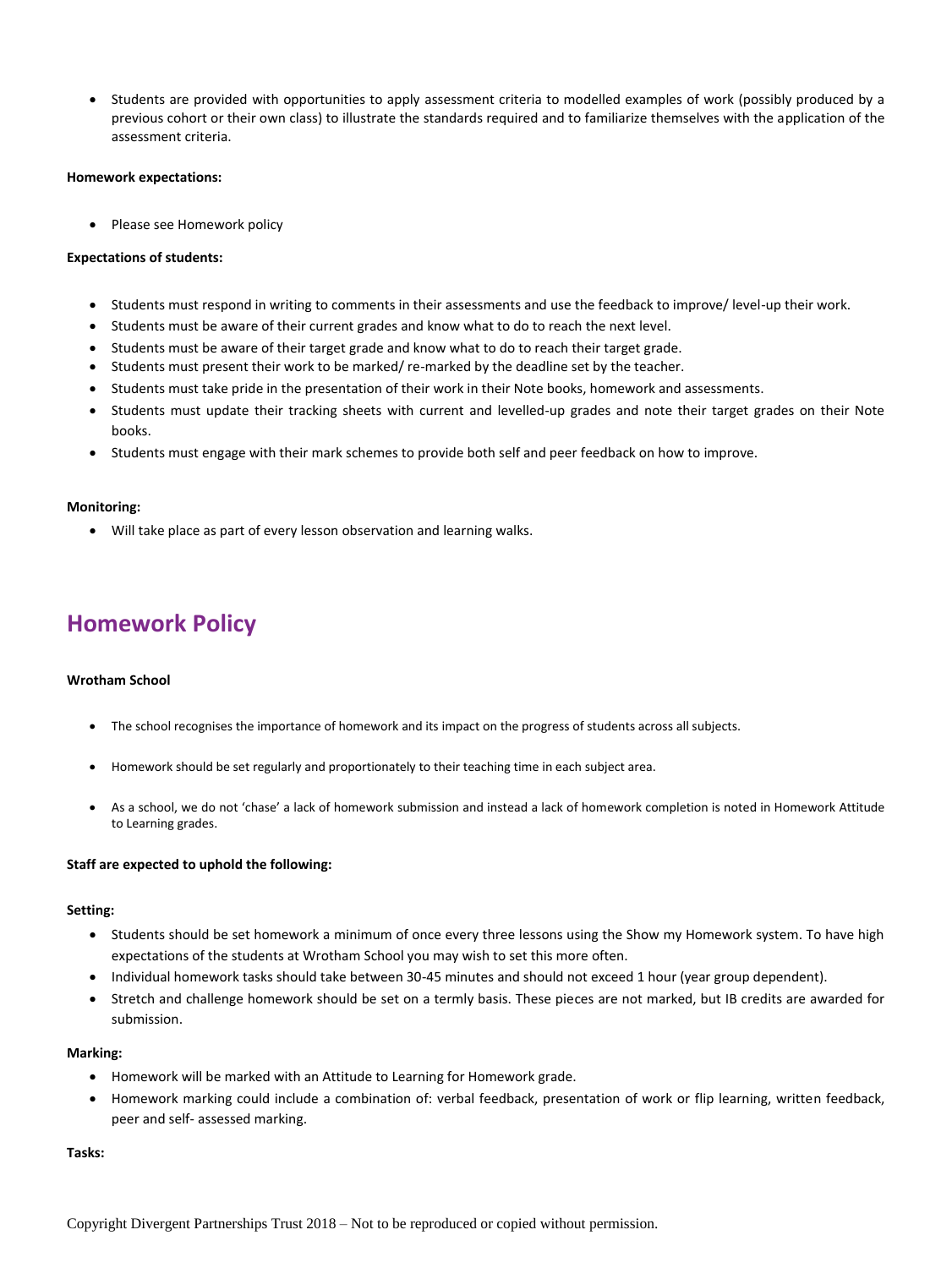- Students are provided with opportunities to apply assessment criteria to modelled examples of work (possibly produced by a previous cohort or their own class) to illustrate the standards required and to familiarize themselves with the application of the assessment criteria.

**Homework expectations:**

- Please see Homework policy

**Expectations of students:**

- Students must respond in writing to comments in their assessments and use the feedback to improve/ level-up their work.
- Students must be aware of their current grades and know what to do to reach the next level.
- Students must be aware of their target grade and know what to do to reach their target grade.
- Students must present their work to be marked/ re-marked by the deadline set by the teacher.
- Students must take pride in the presentation of their work in their Note books, homework and assessments.
- Students must update their tracking sheets with current and levelled-up grades and note their target grades on their Note books.
- Students must engage with their mark schemes to provide both self and peer feedback on how to improve.

**Monitoring:**

- Will take place as part of every lesson observation and learning walks.

## Homework Policy

**Wrotham School**

- The school recognises the importance of homework and its impact on the progress of students across all subjects.
- Homework should be set regularly and proportionately to their teaching time in each subject area.
- As a school, we do not 'chase' a lack of homework submission and instead a lack of homework completion is noted in Homework Attitude to Learning grades.

**Staff are expected to uphold the following:**

**Setting:**

- Students should be set homework a minimum of once every three lessons using the Show my Homework system. To have high expectations of the students at Wrotham School you may wish to set this more often.
- Individual homework tasks should take between 30-45 minutes and should not exceed 1 hour (year group dependent).
- Stretch and challenge homework should be set on a termly basis. These pieces are not marked, but IB credits are awarded for submission.

**Marking:**

- Homework will be marked with an Attitude to Learning for Homework grade.
- Homework marking could include a combination of: verbal feedback, presentation of work or flip learning, written feedback, peer and self- assessed marking.

**Tasks:**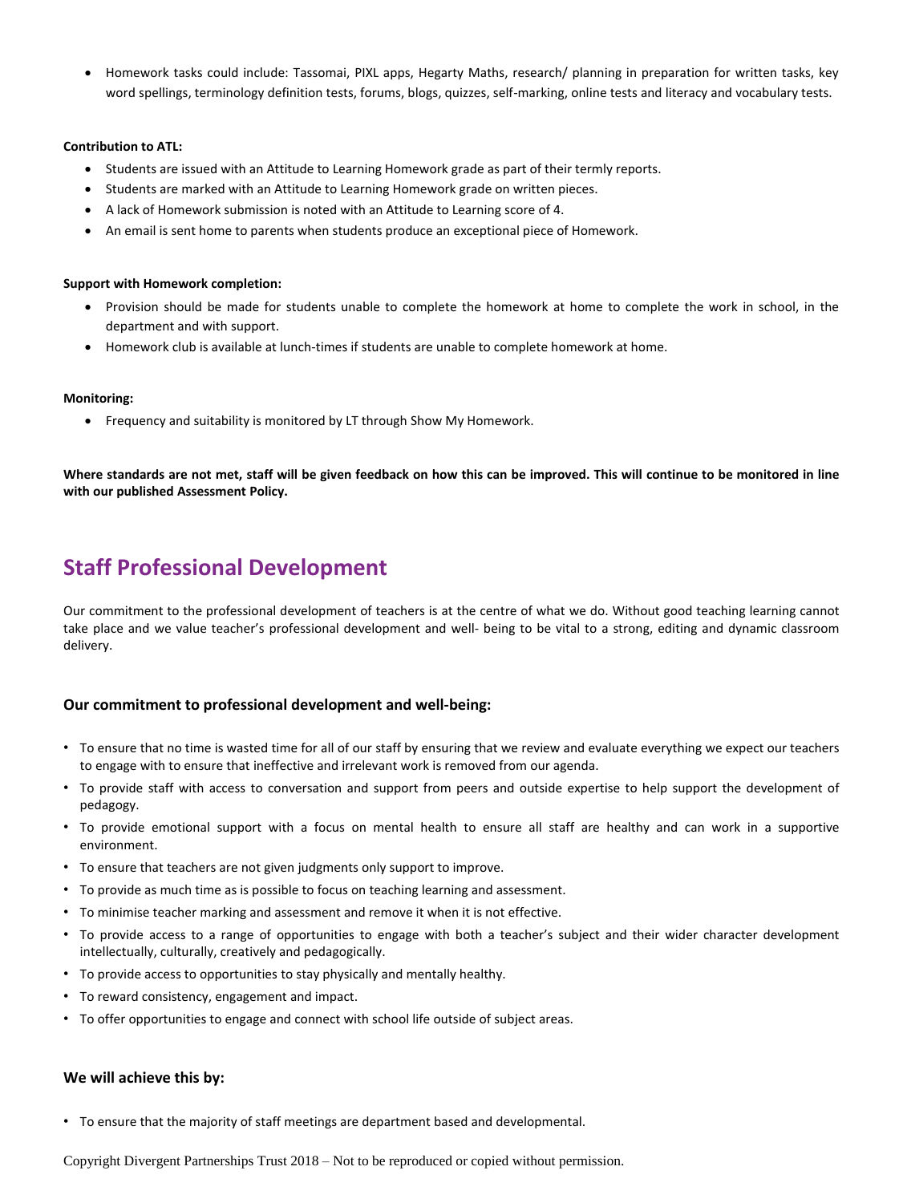- Homework tasks could include: Tassomai, PIXL apps, Hegarty Maths, research/ planning in preparation for written tasks, key word spellings, terminology definition tests, forums, blogs, quizzes, self-marking, online tests and literacy and vocabulary tests.

**Contribution to ATL:**

- Students are issued with an Attitude to Learning Homework grade as part of their termly reports.
- Students are marked with an Attitude to Learning Homework grade on written pieces.
- A lack of Homework submission is noted with an Attitude to Learning score of 4.
- An email is sent home to parents when students produce an exceptional piece of Homework.

**Support with Homework completion:**

- Provision should be made for students unable to complete the homework at home to complete the work in school, in the department and with support.
- Homework club is available at lunch-times if students are unable to complete homework at home.

**Monitoring:**

- Frequency and suitability is monitored by LT through Show My Homework.

**Where standards are not met, staff will be given feedback on how this can be improved. This will continue to be monitored in line with our published Assessment Policy.**

# Staff Professional Development

Our commitment to the professional development of teachers is at the centre of what we do. Without good teaching learning cannot take place and we value teacher's professional development and well- being to be vital to a strong, editing and dynamic classroom delivery.

### Our commitment to professional development and well-being:

- To ensure that no time is wasted time for all of our staff by ensuring that we review and evaluate everything we expect our teachers to engage with to ensure that ineffective and irrelevant work is removed from our agenda.
- To provide staff with access to conversation and support from peers and outside expertise to help support the development of pedagogy.
- To provide emotional support with a focus on mental health to ensure all staff are healthy and can work in a supportive environment.
- To ensure that teachers are not given judgments only support to improve.
- To provide as much time as is possible to focus on teaching learning and assessment.
- To minimise teacher marking and assessment and remove it when it is not effective.
- To provide access to a range of opportunities to engage with both a teacher's subject and their wider character development intellectually, culturally, creatively and pedagogically.
- To provide access to opportunities to stay physically and mentally healthy.
- To reward consistency, engagement and impact.
- To offer opportunities to engage and connect with school life outside of subject areas.

### We will achieve this by:

- To ensure that the majority of staff meetings are department based and developmental.

Copyright Divergent Partnerships Trust 2018 – Not to be reproduced or copied without permission.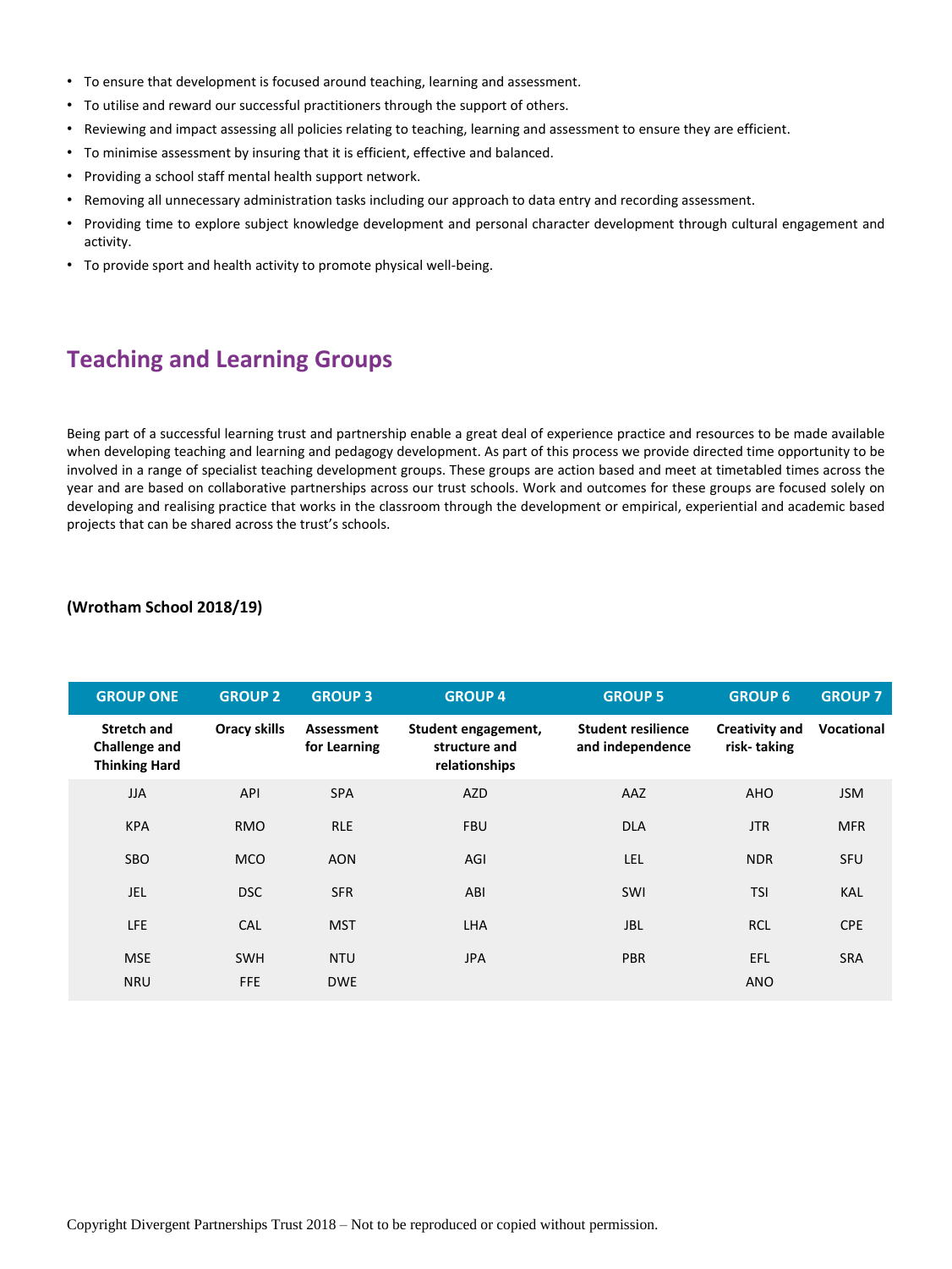- To ensure that development is focused around teaching, learning and assessment.
- To utilise and reward our successful practitioners through the support of others.
- Reviewing and impact assessing all policies relating to teaching, learning and assessment to ensure they are efficient.
- To minimise assessment by insuring that it is efficient, effective and balanced.
- Providing a school staff mental health support network.
- Removing all unnecessary administration tasks including our approach to data entry and recording assessment.
- Providing time to explore subject knowledge development and personal character development through cultural engagement and activity.
- To provide sport and health activity to promote physical well-being.

## Teaching and Learning Groups

Being part of a successful learning trust and partnership enable a great deal of experience practice and resources to be made available when developing teaching and learning and pedagogy development. As part of this process we provide directed time opportunity to be involved in a range of specialist teaching development groups. These groups are action based and meet at timetabled times across the year and are based on collaborative partnerships across our trust schools. Work and outcomes for these groups are focused solely on developing and realising practice that works in the classroom through the development or empirical, experiential and academic based projects that can be shared across the trust's schools.

**(Wrotham School 2018/19)**

| GROUP ONE | GROUP 2 | GROUP 3 | GROUP 4 | GROUP 5 | GROUP 6 | GROUP 7 |
|---|---|---|---|---|---|---|
| **Stretch and Challenge and Thinking Hard** | **Oracy skills** | **Assessment for Learning** | **Student engagement, structure and relationships** | **Student resilience and independence** | **Creativity and risk- taking** | **Vocational** |
| JJA | API | SPA | AZD | AAZ | AHO | JSM |
| KPA | RMO | RLE | FBU | DLA | JTR | MFR |
| SBO | MCO | AON | AGI | LEL | NDR | SFU |
| JEL | DSC | SFR | ABI | SWI | TSI | KAL |
| LFE | CAL | MST | LHA | JBL | RCL | CPE |
| MSE | SWH | NTU | JPA | PBR | EFL | SRA |
| NRU | FFE | DWE | | | ANO | |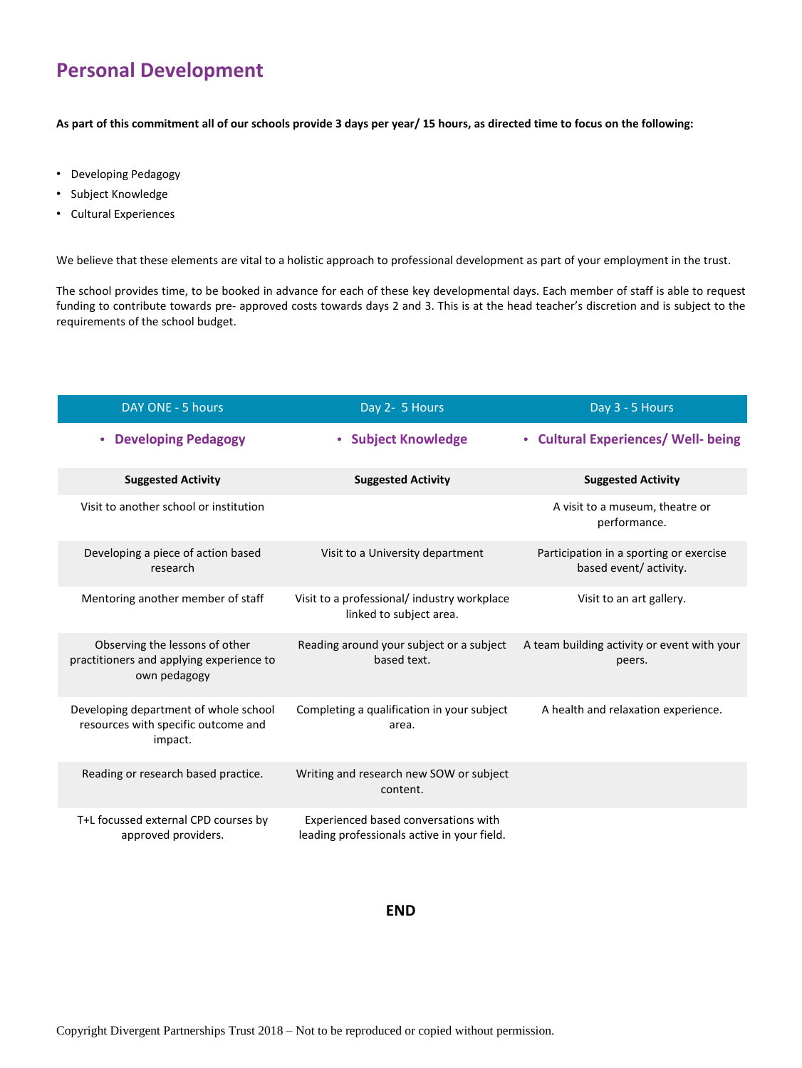## Personal Development

**As part of this commitment all of our schools provide 3 days per year/ 15 hours, as directed time to focus on the following:**

- Developing Pedagogy
- Subject Knowledge
- Cultural Experiences

We believe that these elements are vital to a holistic approach to professional development as part of your employment in the trust.

The school provides time, to be booked in advance for each of these key developmental days. Each member of staff is able to request funding to contribute towards pre- approved costs towards days 2 and 3. This is at the head teacher's discretion and is subject to the requirements of the school budget.

| DAY ONE - 5 hours | Day 2- 5 Hours | Day 3 - 5 Hours |
|---|---|---|
| • **Developing Pedagogy** | • **Subject Knowledge** | • **Cultural Experiences/ Well- being** |
| **Suggested Activity** | **Suggested Activity** | **Suggested Activity** |
| Visit to another school or institution | | A visit to a museum, theatre or performance. |
| Developing a piece of action based research | Visit to a University department | Participation in a sporting or exercise based event/ activity. |
| Mentoring another member of staff | Visit to a professional/ industry workplace linked to subject area. | Visit to an art gallery. |
| Observing the lessons of other practitioners and applying experience to own pedagogy | Reading around your subject or a subject based text. | A team building activity or event with your peers. |
| Developing department of whole school resources with specific outcome and impact. | Completing a qualification in your subject area. | A health and relaxation experience. |
| Reading or research based practice. | Writing and research new SOW or subject content. | |
| T+L focussed external CPD courses by approved providers. | Experienced based conversations with leading professionals active in your field. | |

**END**

Copyright Divergent Partnerships Trust 2018 – Not to be reproduced or copied without permission.